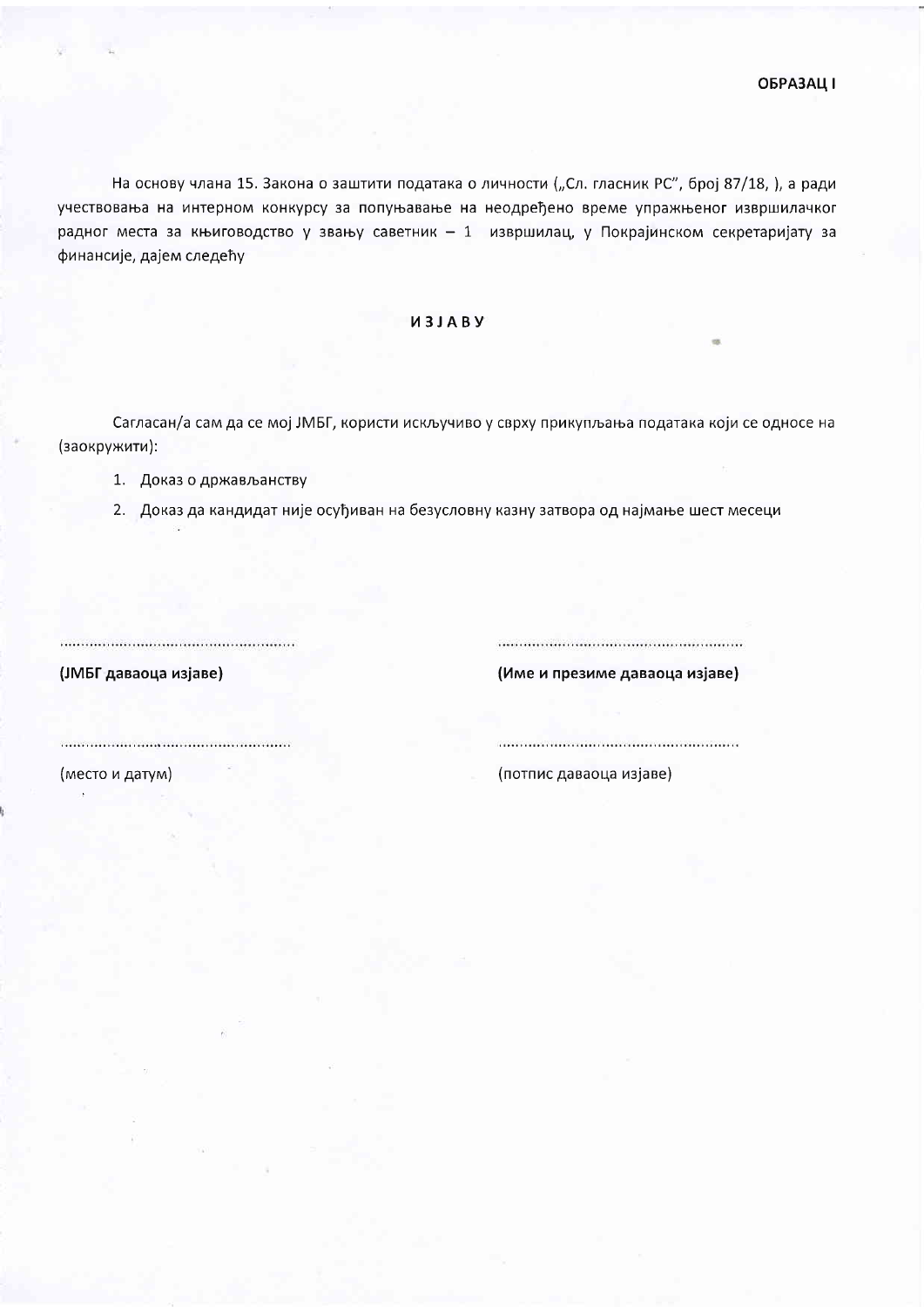**ОБРАЗАЦ I**

На основу члана 15. Закона о заштити података о личности („Сл. гласник РС", број 87/18, ), а ради учествовања на интерном конкурсу за попуњавање на неодређено време упражњеног извршилачког радног места за књиговодство у звању саветник – 1 извршилац, у Покрајинском секретаријату за финансије, дајем следећу

**И З Ј А В У**

Сагласан/а сам да се мој ЈМБГ, користи искључиво у сврху прикупљања података који се односе на (заокружити):

1. Доказ о држављанству
2. Доказ да кандидат није осуђиван на безусловну казну затвора од најмање шест месеци

| | |
|---|---|
| ..................................................... | ..................................................... |
| **(ЈМБГ даваоца изјаве)** | **(Име и презиме даваоца изјаве)** |
| ..................................................... | ..................................................... |
| (место и датум) | (потпис даваоца изјаве) |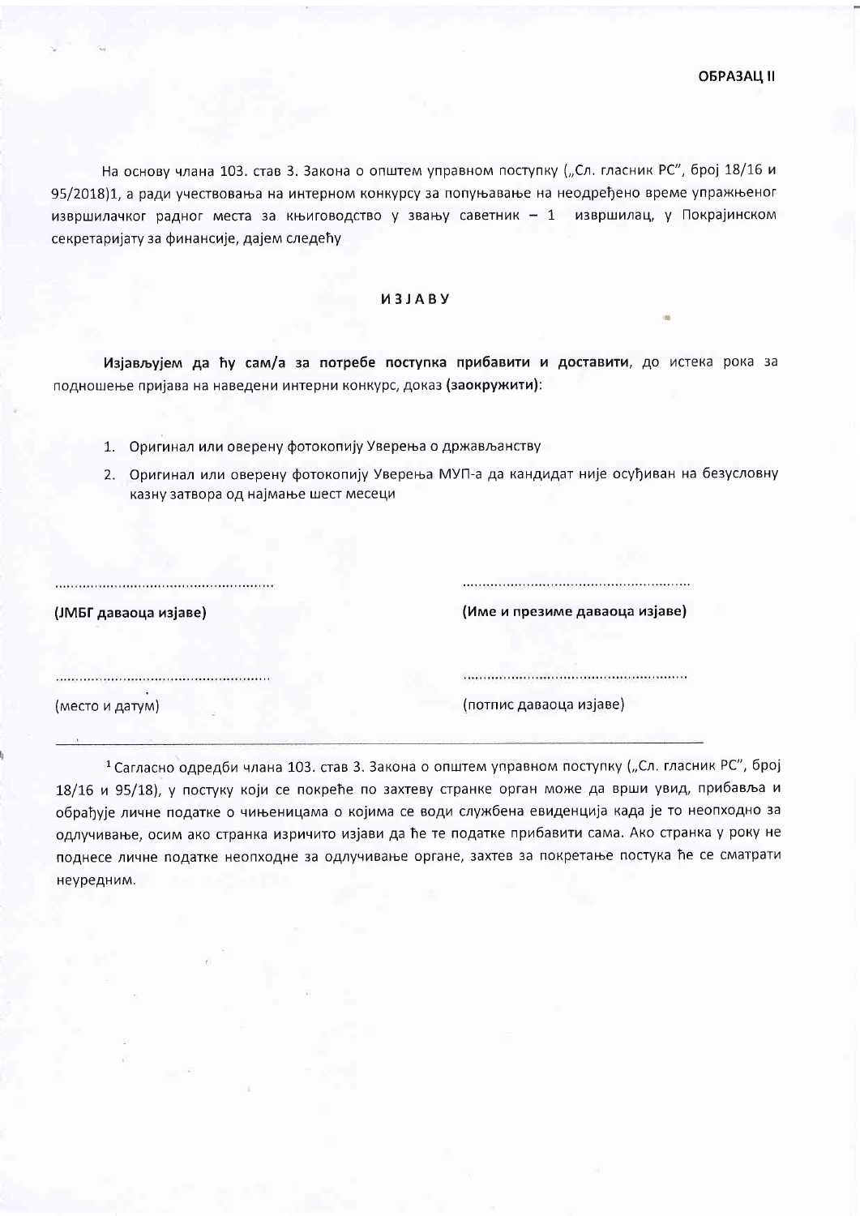**ОБРАЗАЦ II**

На основу члана 103. став 3. Закона о општем управном поступку („Сл. гласник РС", број 18/16 и 95/2018)[1], а ради учествовања на интерном конкурсу за попуњавање на неодређено време упражњеног извршилачког радног места за књиговодство у звању саветник – 1 извршилац, у Покрајинском секретаријату за финансије, дајем следећу

## ИЗЈАВУ

**Изјављујем да ћу сам/а за потребе поступка прибавити и доставити**, до истека рока за подношење пријава на наведени интерни конкурс, доказ **(заокружити)**:

1. Оригинал или оверену фотокопију Уверења о држављанству
2. Оригинал или оверену фотокопију Уверења МУП-а да кандидат није осуђиван на безусловну казну затвора од најмање шест месеци

| | |
|---|---|
| ........................................................ | ........................................................ |
| **(ЈМБГ даваоца изјаве)** | **(Име и презиме даваоца изјаве)** |
| ........................................................ | ........................................................ |
| (место и датум) | (потпис даваоца изјаве) |

---

[1] Сагласно одредби члана 103. став 3. Закона о општем управном поступку („Сл. гласник РС", број 18/16 и 95/18), у постуку који се покреће по захтеву странке орган може да врши увид, прибавља и обрађује личне податке о чињеницама о којима се води службена евиденција када је то неопходно за одлучивање, осим ако странка изричито изјави да ће те податке прибавити сама. Ако странка у року не поднесе личне податке неопходне за одлучивање органе, захтев за покретање постука ће се сматрати неуредним.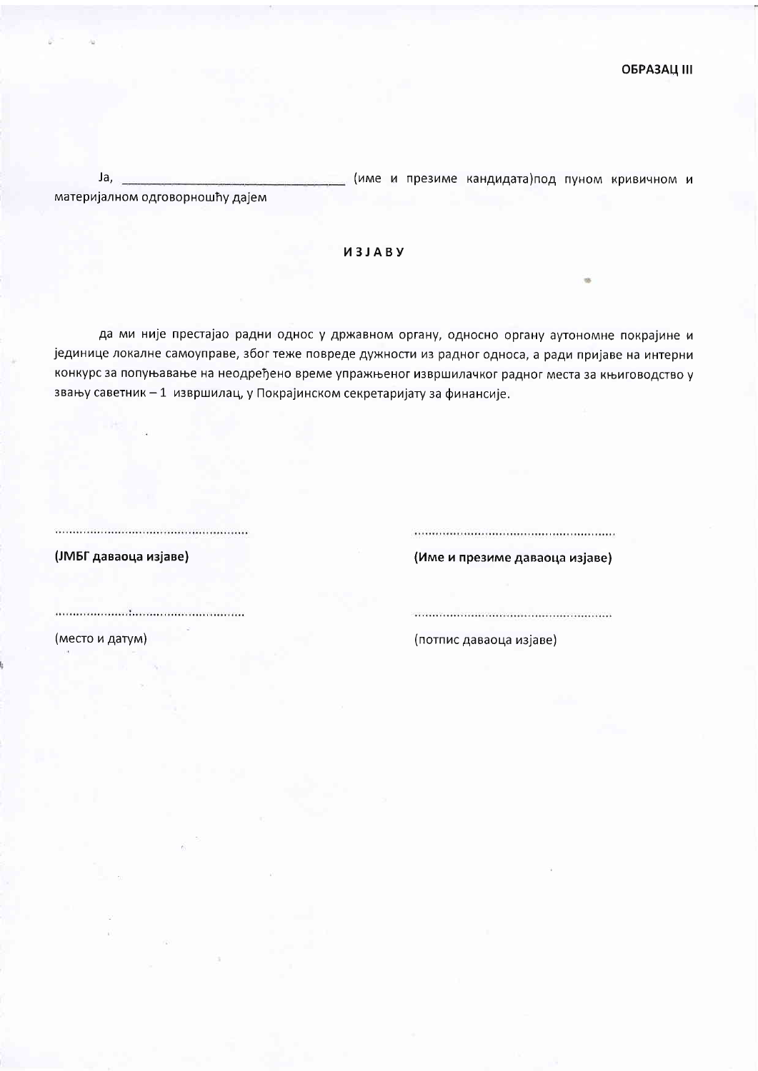**ОБРАЗАЦ III**

Ја, \_\_\_\_\_\_\_\_\_\_\_\_\_\_\_\_\_\_\_\_\_\_\_\_\_\_\_\_\_\_\_\_ (име и презиме кандидата)под пуном кривичном и материјалном одговорношћу дајем

**ИЗЈАВУ**

да ми није престајао радни однос у државном органу, односно органу аутономне покрајине и јединице локалне самоуправе, због теже повреде дужности из радног односа, а ради пријаве на интерни конкурс за попуњавање на неодређено време упражњеног извршилачког радног места за књиговодство у звању саветник – 1 извршилац, у Покрајинском секретаријату за финансије.

.....................................................

**(ЈМБГ даваоца изјаве)**

.....................................................

**(Име и презиме даваоца изјаве)**

.....................................................

(место и датум)

.....................................................

(потпис даваоца изјаве)